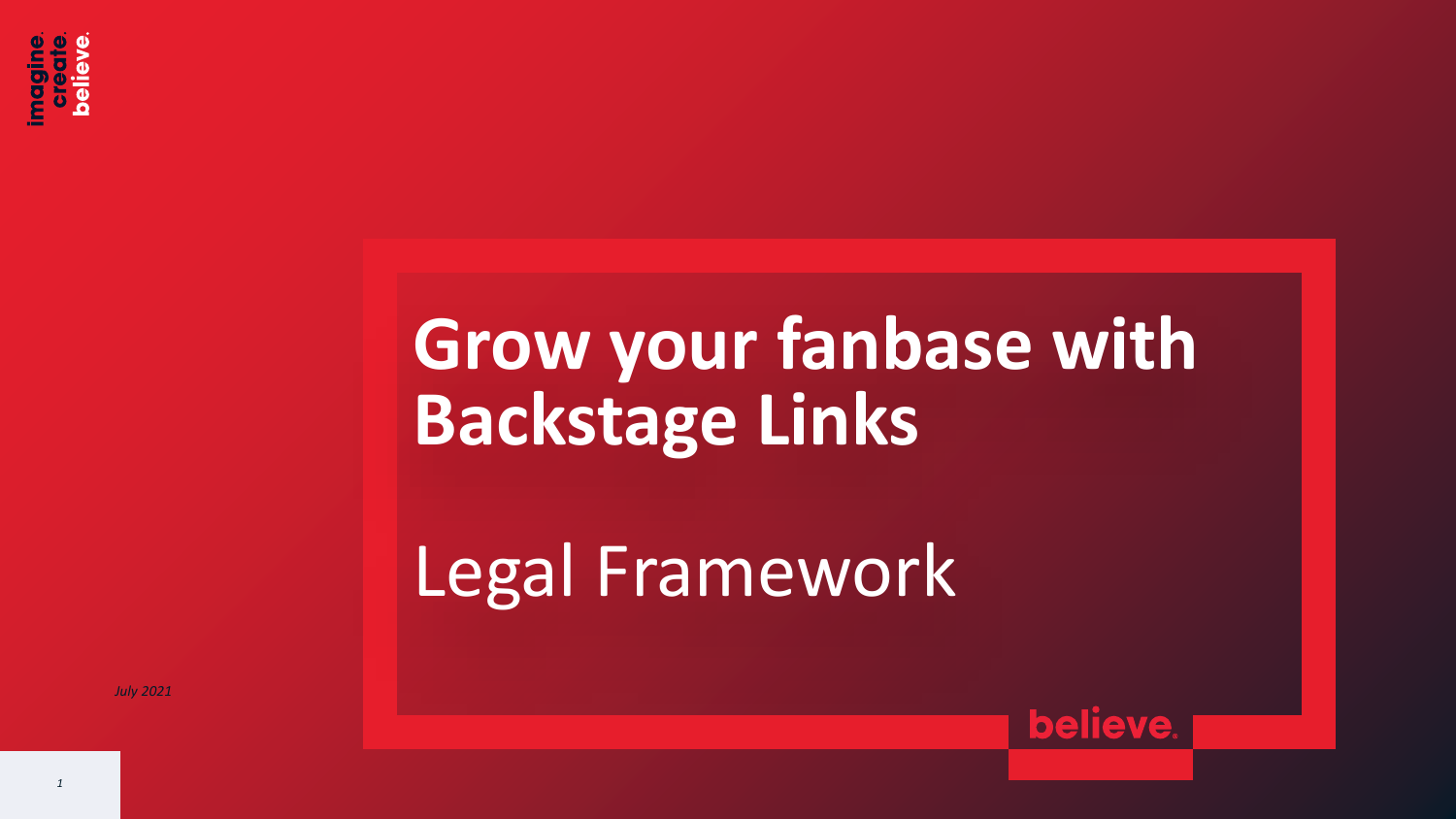# Grow your fanbase with Backstage Links

## Legal Framework

*July 2021*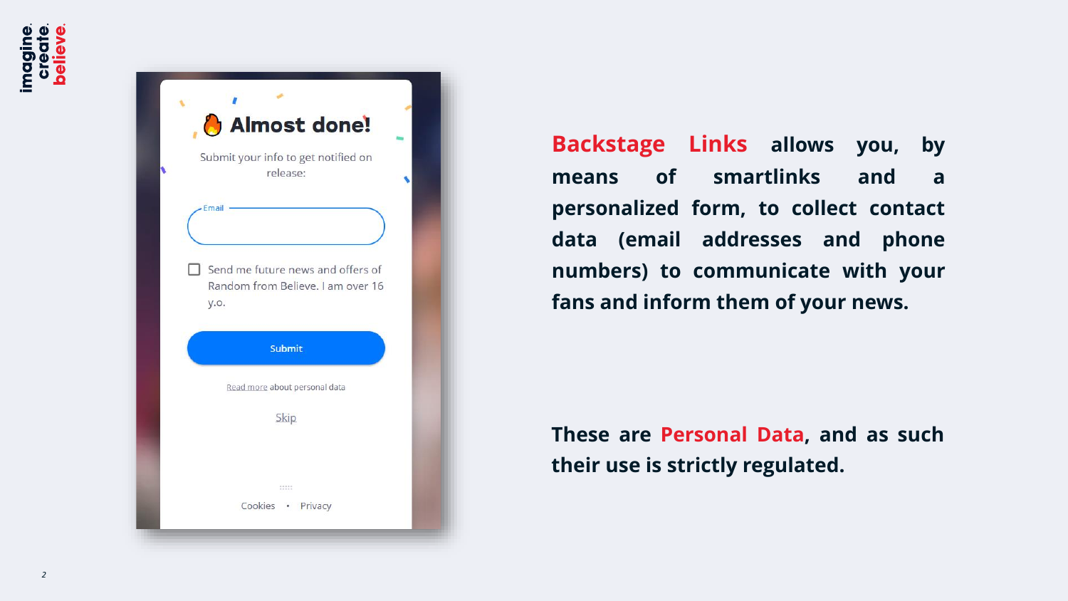**Backstage Links** allows you, by means of smartlinks and a personalized form, to collect contact data (email addresses and phone numbers) to communicate with your fans and inform them of your news.

**These are Personal Data, and as such their use is strictly regulated.**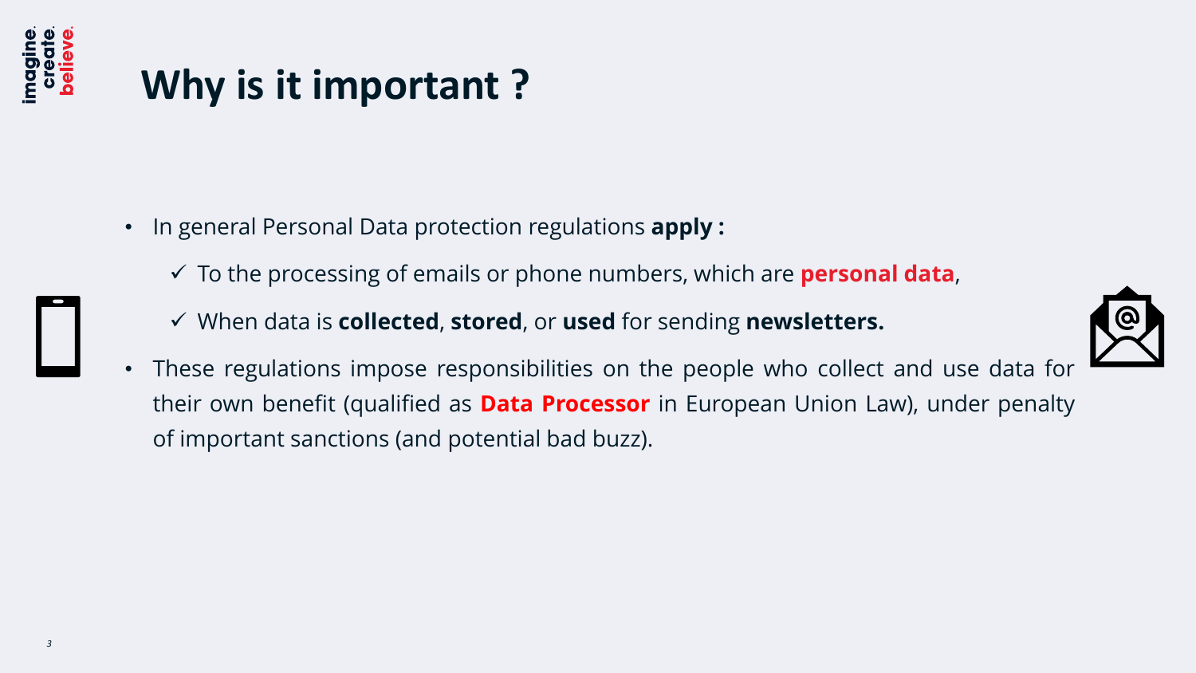# Why is it important ?

- In general Personal Data protection regulations **apply :**
  - ✓ To the processing of emails or phone numbers, which are **personal data**,
  - ✓ When data is **collected**, **stored**, or **used** for sending **newsletters.**
- These regulations impose responsibilities on the people who collect and use data for their own benefit (qualified as **Data Processor** in European Union Law), under penalty of important sanctions (and potential bad buzz).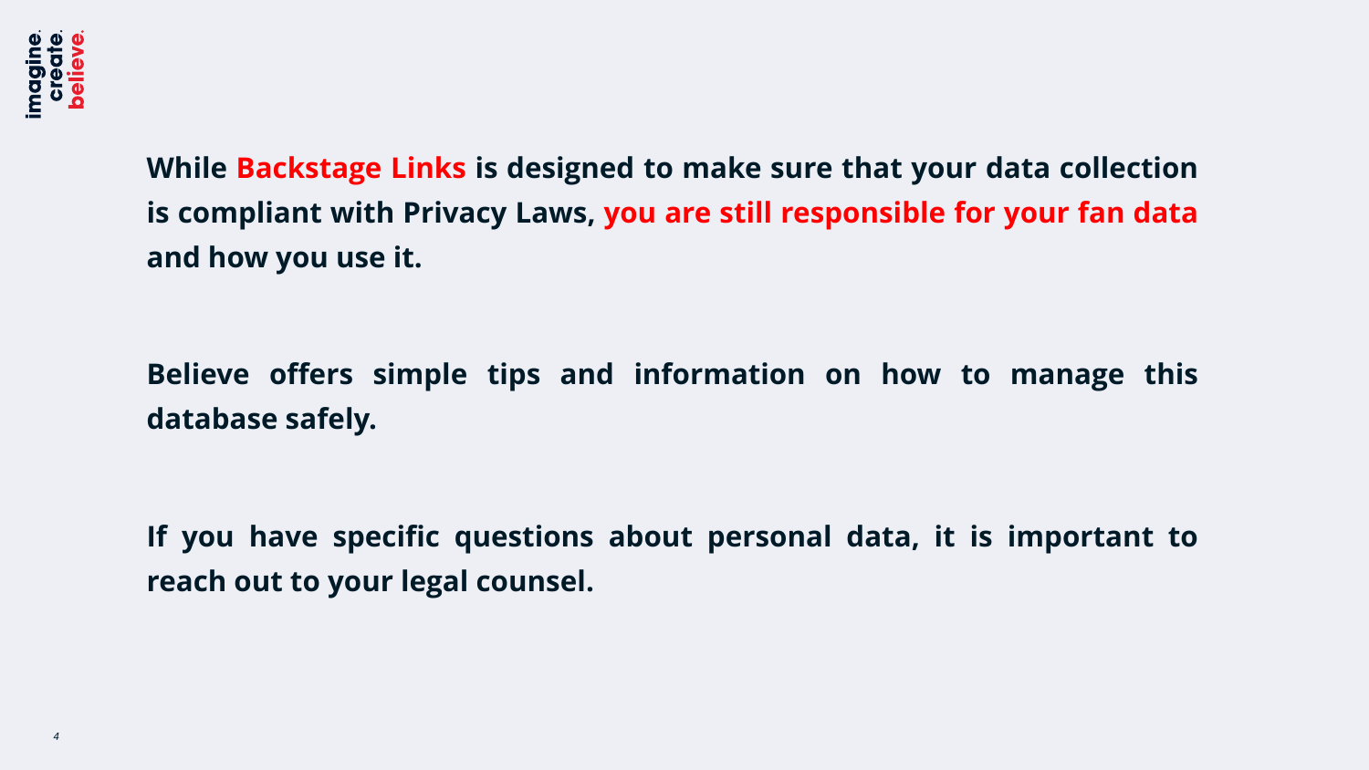**While Backstage Links is designed to make sure that your data collection is compliant with Privacy Laws, you are still responsible for your fan data and how you use it.**

**Believe offers simple tips and information on how to manage this database safely.**

**If you have specific questions about personal data, it is important to reach out to your legal counsel.**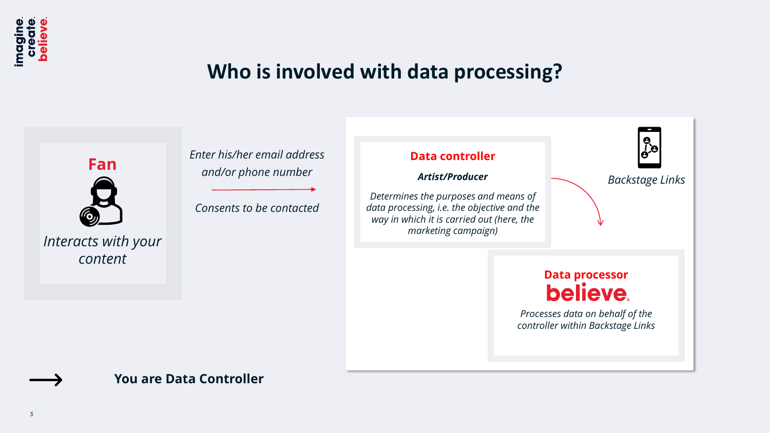# Who is involved with data processing?

**Fan**

*Interacts with your content*

*Enter his/her email address and/or phone number*

*Consents to be contacted*

**Data controller**

***Artist/Producer***

*Determines the purposes and means of data processing, i.e. the objective and the way in which it is carried out (here, the marketing campaign)*

*Backstage Links*

**Data processor**

**believe.**

*Processes data on behalf of the controller within Backstage Links*

**You are Data Controller**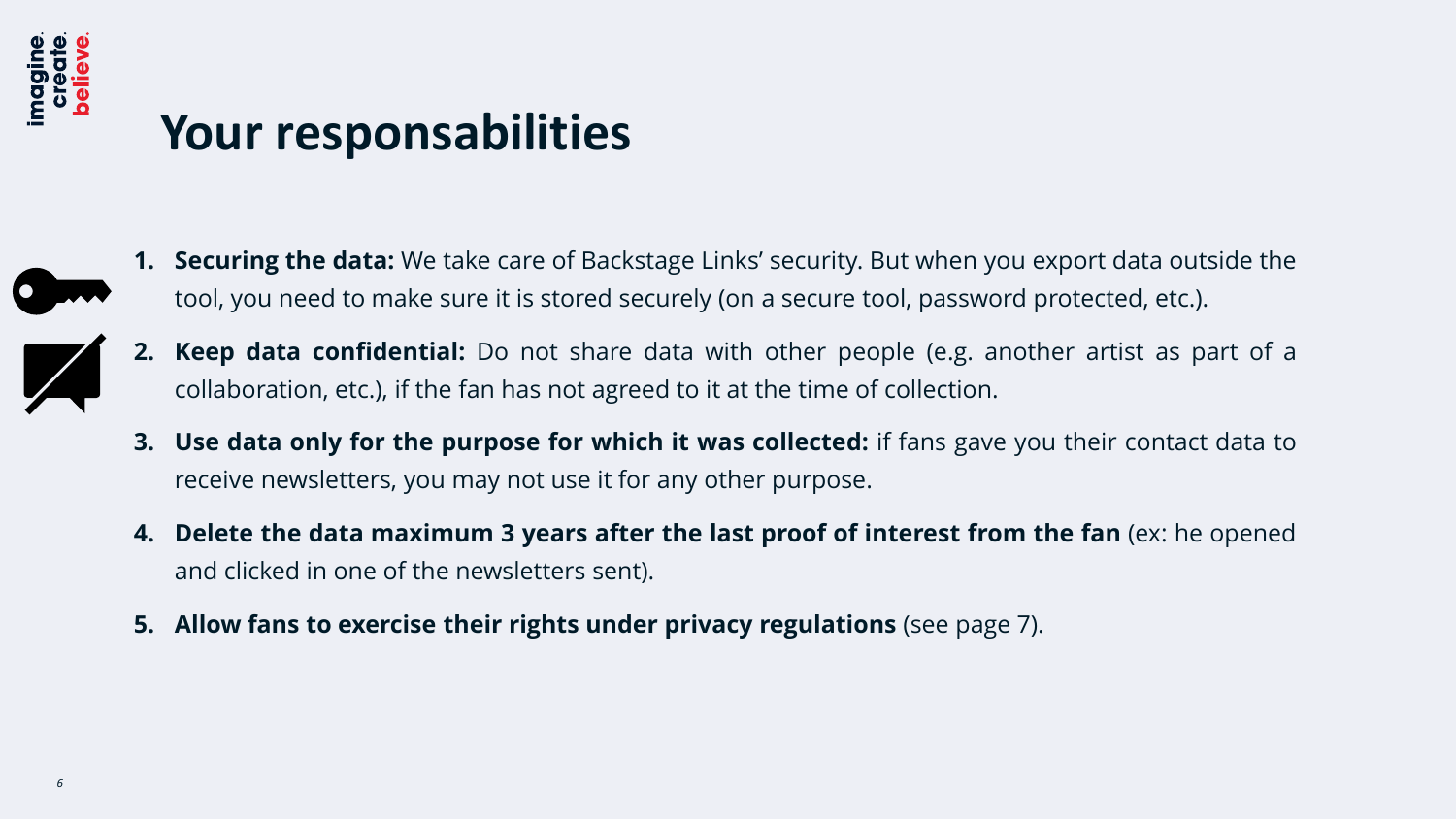# Your responsabilities

1. **Securing the data:** We take care of Backstage Links' security. But when you export data outside the tool, you need to make sure it is stored securely (on a secure tool, password protected, etc.).
2. **Keep data confidential:** Do not share data with other people (e.g. another artist as part of a collaboration, etc.), if the fan has not agreed to it at the time of collection.
3. **Use data only for the purpose for which it was collected:** if fans gave you their contact data to receive newsletters, you may not use it for any other purpose.
4. **Delete the data maximum 3 years after the last proof of interest from the fan** (ex: he opened and clicked in one of the newsletters sent).
5. **Allow fans to exercise their rights under privacy regulations** (see page 7).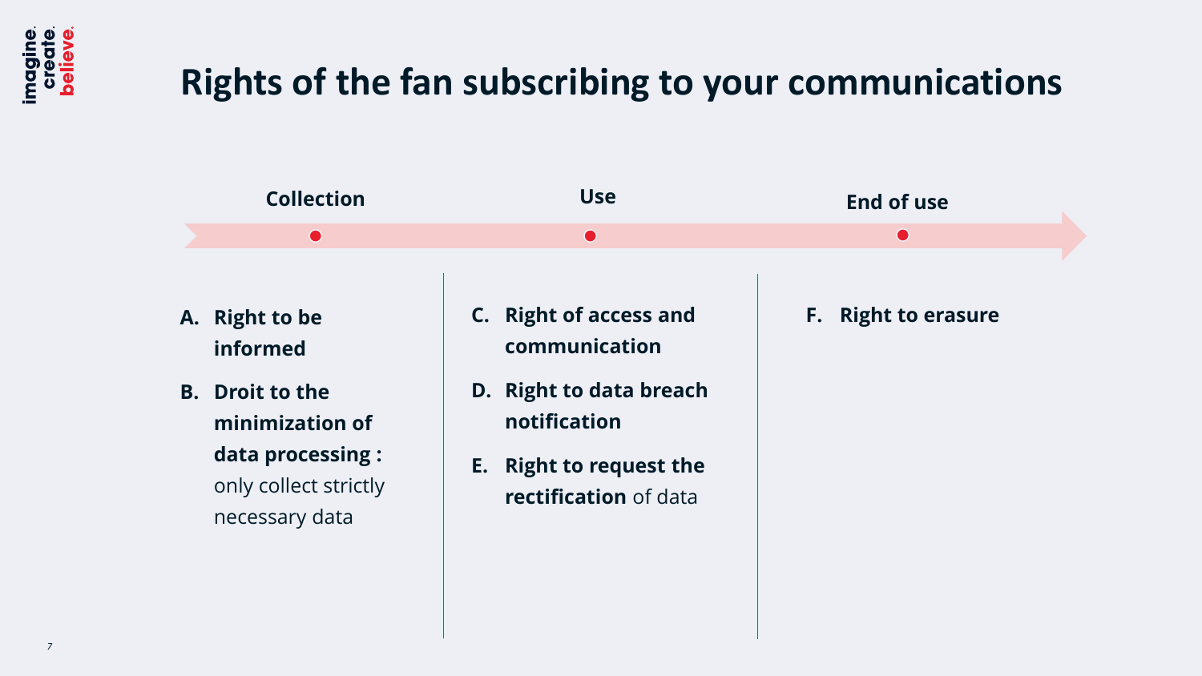# Rights of the fan subscribing to your communications

## Collection

**A. Right to be informed**

**B. Droit to the minimization of data processing :** only collect strictly necessary data

## Use

**C. Right of access and communication**

**D. Right to data breach notification**

**E. Right to request the rectification** of data

## End of use

**F. Right to erasure**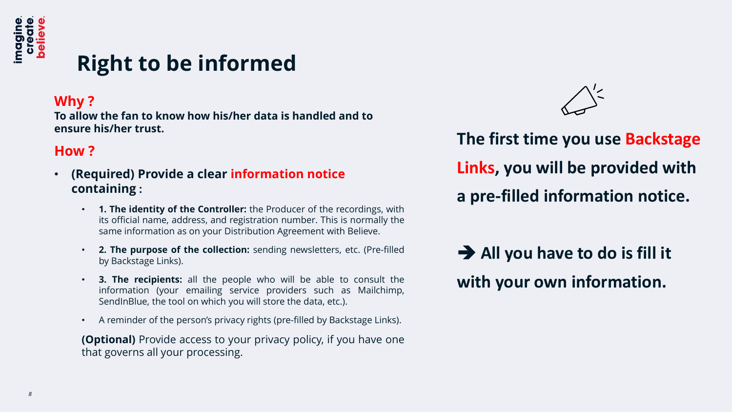# Right to be informed

## Why ?

**To allow the fan to know how his/her data is handled and to ensure his/her trust.**

## How ?

- **(Required) Provide a clear information notice containing :**
  - **1. The identity of the Controller:** the Producer of the recordings, with its official name, address, and registration number. This is normally the same information as on your Distribution Agreement with Believe.
  - **2. The purpose of the collection:** sending newsletters, etc. (Pre-filled by Backstage Links).
  - **3. The recipients:** all the people who will be able to consult the information (your emailing service providers such as Mailchimp, SendInBlue, the tool on which you will store the data, etc.).
  - A reminder of the person's privacy rights (pre-filled by Backstage Links).

  **(Optional)** Provide access to your privacy policy, if you have one that governs all your processing.

**The first time you use Backstage Links, you will be provided with a pre-filled information notice.**

**➔ All you have to do is fill it with your own information.**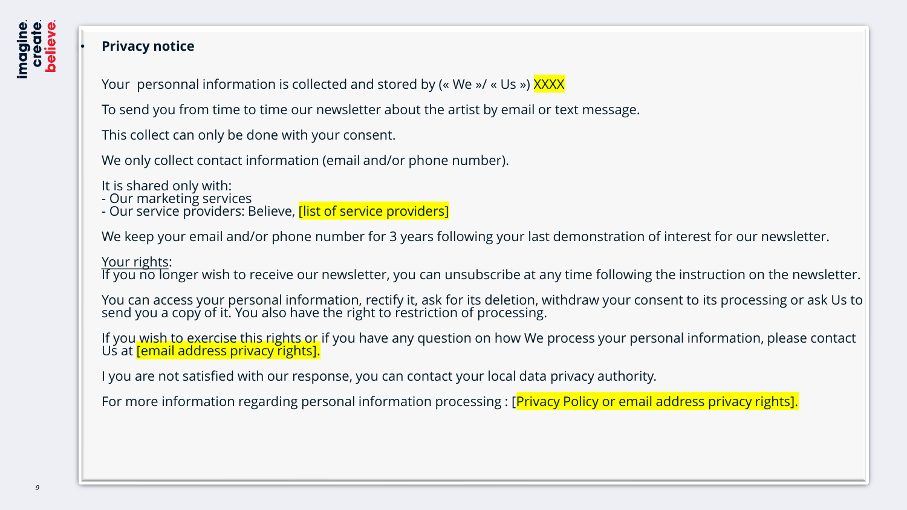- **Privacy notice**

Your  personnal information is collected and stored by (« We »/ « Us ») XXXX

To send you from time to time our newsletter about the artist by email or text message.

This collect can only be done with your consent.

We only collect contact information (email and/or phone number).

It is shared only with:
- Our marketing services
- Our service providers: Believe, [list of service providers]

We keep your email and/or phone number for 3 years following your last demonstration of interest for our newsletter.

Your rights:
If you no longer wish to receive our newsletter, you can unsubscribe at any time following the instruction on the newsletter.

You can access your personal information, rectify it, ask for its deletion, withdraw your consent to its processing or ask Us to send you a copy of it. You also have the right to restriction of processing.

If you wish to exercise this rights or if you have any question on how We process your personal information, please contact Us at [email address privacy rights].

I you are not satisfied with our response, you can contact your local data privacy authority.

For more information regarding personal information processing : [Privacy Policy or email address privacy rights].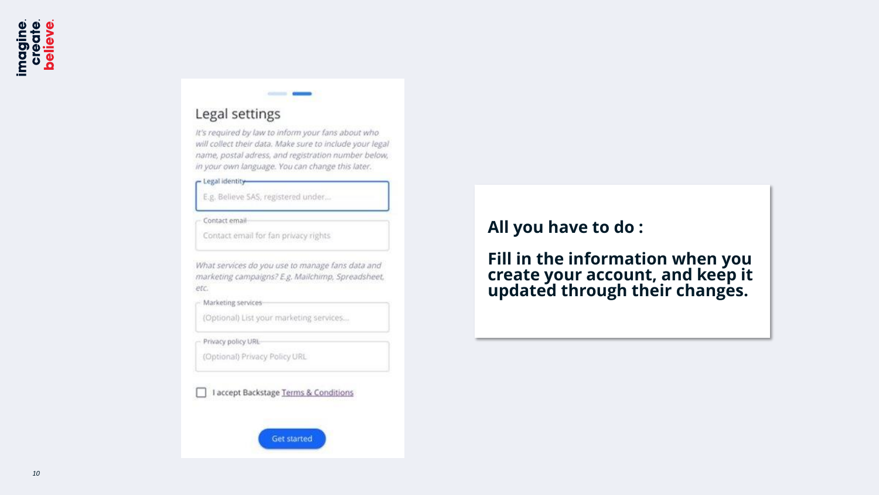## Legal settings

*It's required by law to inform your fans about who will collect their data. Make sure to include your legal name, postal adress, and registration number below, in your own language. You can change this later.*

Legal identity

E.g. Believe SAS, registered under...

Contact email

Contact email for fan privacy rights

*What services do you use to manage fans data and marketing campaigns? E.g. Mailchimp, Spreadsheet, etc.*

Marketing services

(Optional) List your marketing services...

Privacy policy URL

(Optional) Privacy Policy URL

- [ ] I accept Backstage Terms & Conditions

Get started

**All you have to do :**

**Fill in the information when you create your account, and keep it updated through their changes.**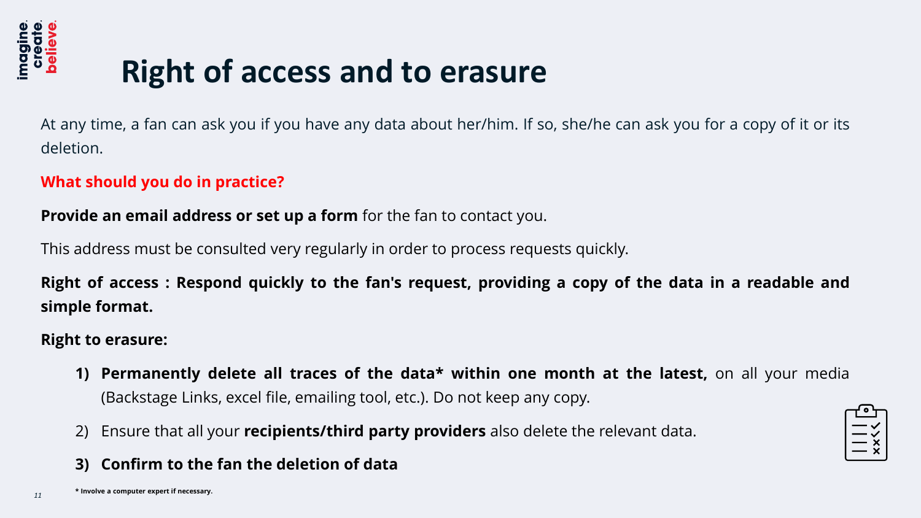# Right of access and to erasure

At any time, a fan can ask you if you have any data about her/him. If so, she/he can ask you for a copy of it or its deletion.

**What should you do in practice?**

**Provide an email address or set up a form** for the fan to contact you.

This address must be consulted very regularly in order to process requests quickly.

**Right of access : Respond quickly to the fan's request, providing a copy of the data in a readable and simple format.**

**Right to erasure:**

1) **Permanently delete all traces of the data* within one month at the latest,** on all your media (Backstage Links, excel file, emailing tool, etc.). Do not keep any copy.
2) Ensure that all your **recipients/third party providers** also delete the relevant data.
3) **Confirm to the fan the deletion of data**

**\* Involve a computer expert if necessary.**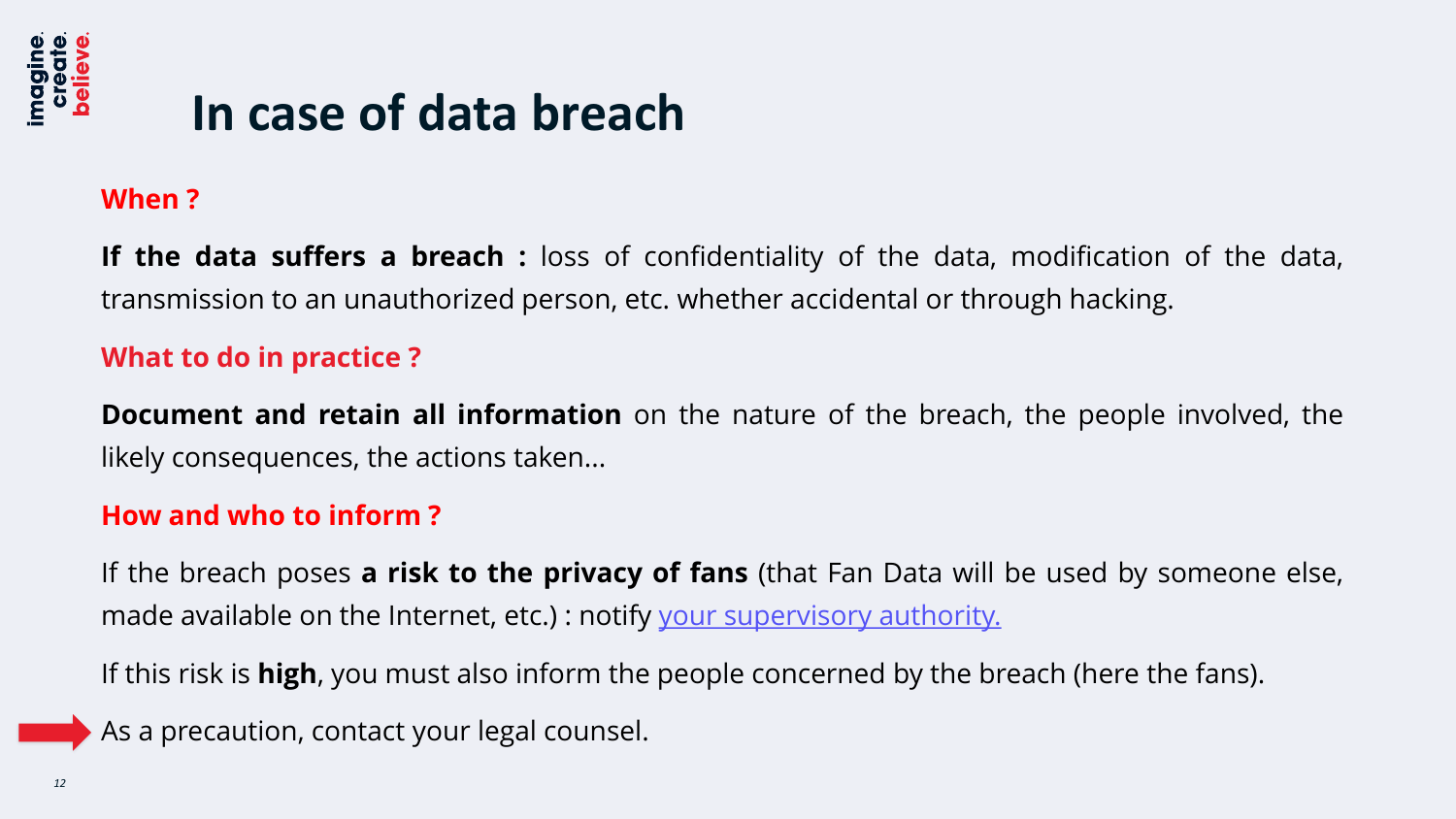# In case of data breach

### When ?

**If the data suffers a breach :** loss of confidentiality of the data, modification of the data, transmission to an unauthorized person, etc. whether accidental or through hacking.

### What to do in practice ?

**Document and retain all information** on the nature of the breach, the people involved, the likely consequences, the actions taken...

### How and who to inform ?

If the breach poses **a risk to the privacy of fans** (that Fan Data will be used by someone else, made available on the Internet, etc.) : notify your supervisory authority.

If this risk is **high**, you must also inform the people concerned by the breach (here the fans).

As a precaution, contact your legal counsel.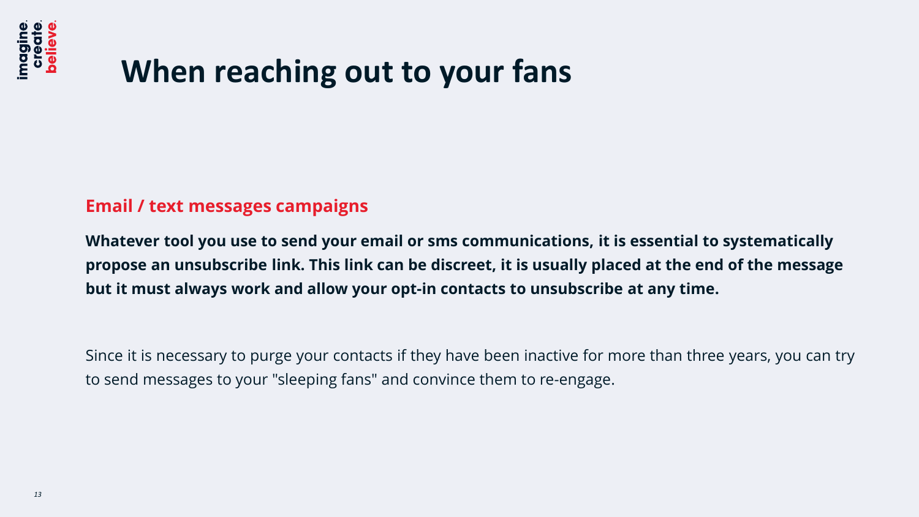# When reaching out to your fans

## Email / text messages campaigns

**Whatever tool you use to send your email or sms communications, it is essential to systematically propose an unsubscribe link. This link can be discreet, it is usually placed at the end of the message but it must always work and allow your opt-in contacts to unsubscribe at any time.**

Since it is necessary to purge your contacts if they have been inactive for more than three years, you can try to send messages to your "sleeping fans" and convince them to re-engage.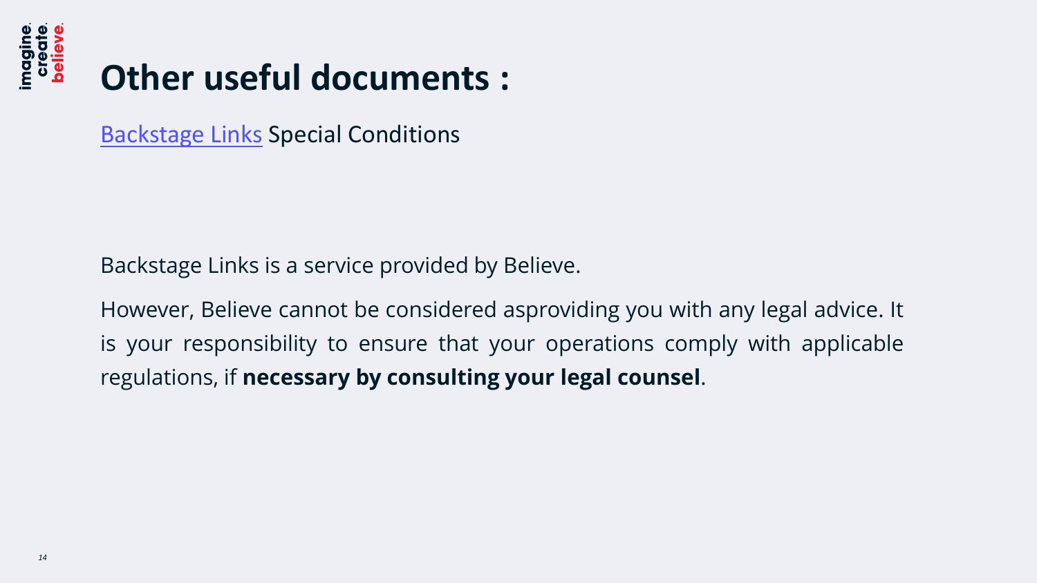# Other useful documents :

Backstage Links Special Conditions

Backstage Links is a service provided by Believe.

However, Believe cannot be considered asproviding you with any legal advice. It is your responsibility to ensure that your operations comply with applicable regulations, if **necessary by consulting your legal counsel**.